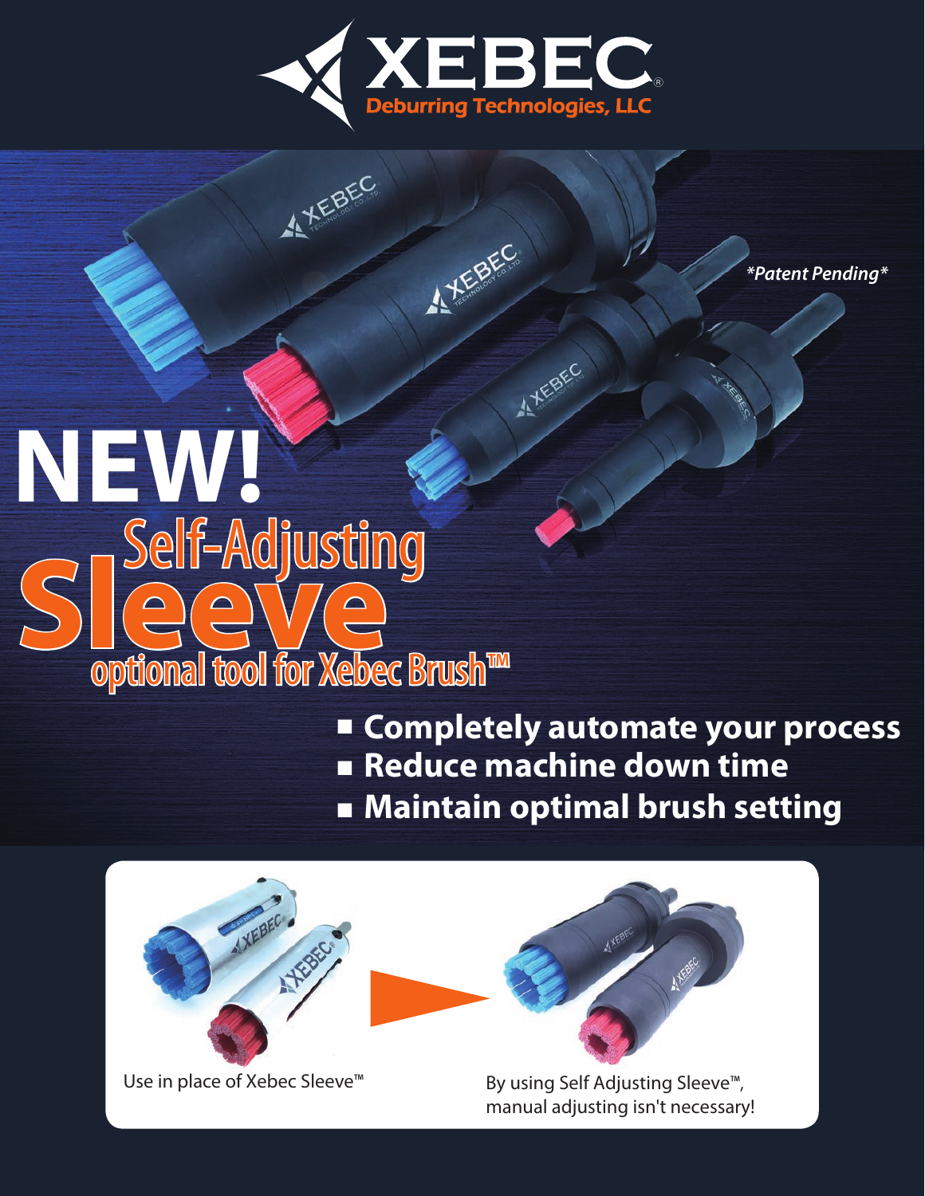# XEBEC

Deburring Technologies, LLC

*\*Patent Pending\**

# NEW!

## Self-Adjusting Sleeve

### optional tool for Xebec Brush™

- **Completely automate your process**
- **Reduce machine down time**
- **Maintain optimal brush setting**

Use in place of Xebec Sleeve™

By using Self Adjusting Sleeve™, manual adjusting isn't necessary!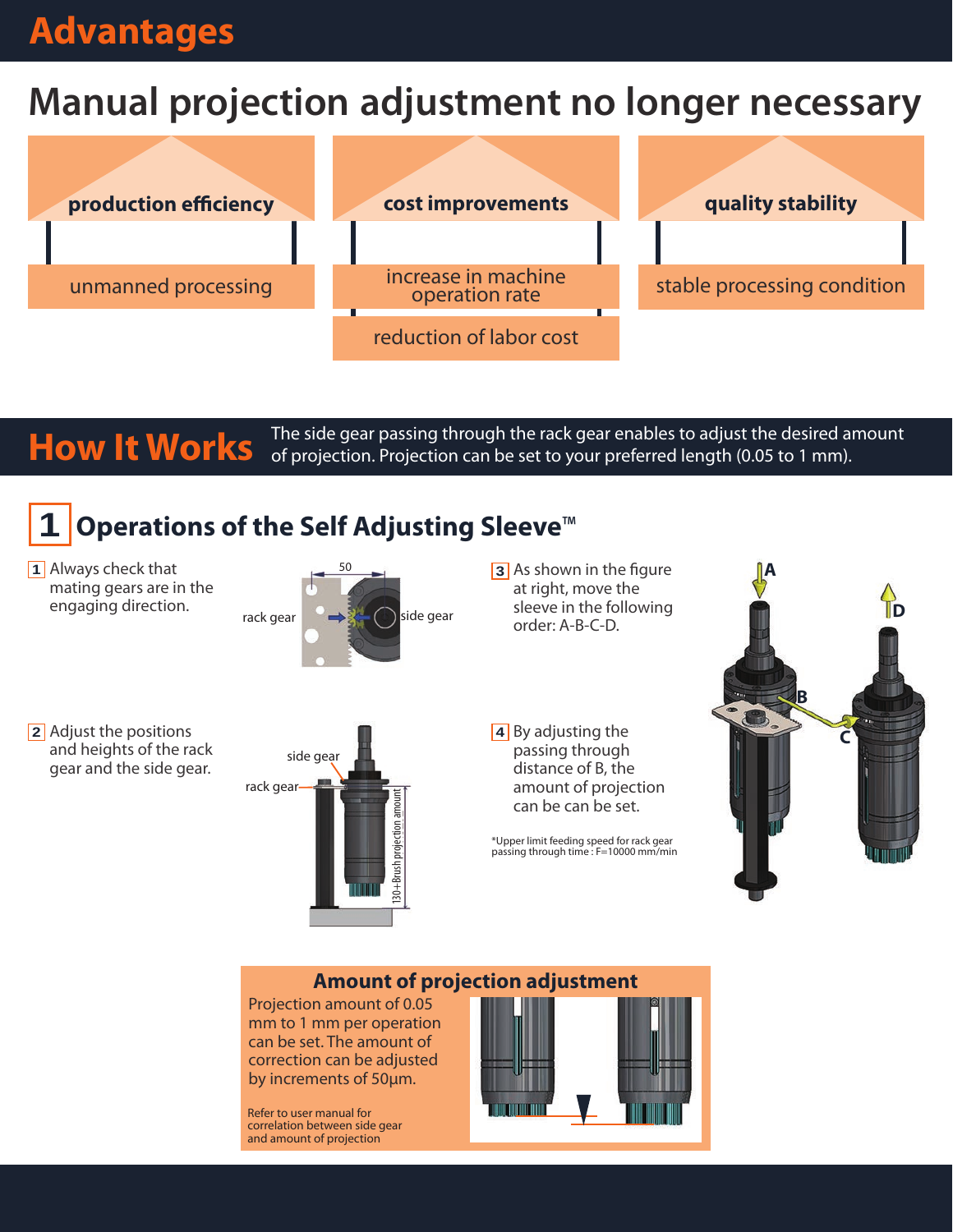# Advantages

## Manual projection adjustment no longer necessary

| production efficiency | cost improvements | quality stability |
| --- | --- | --- |
| unmanned processing | increase in machine operation rate | stable processing condition |
| | reduction of labor cost | |

# How It Works

The side gear passing through the rack gear enables to adjust the desired amount of projection. Projection can be set to your preferred length (0.05 to 1 mm).

## 1 Operations of the Self Adjusting Sleeve™

1. Always check that mating gears are in the engaging direction.

rack gear, side gear, 50

2. Adjust the positions and heights of the rack gear and the side gear.

side gear, rack gear, 130+Brush projection amount

3. As shown in the figure at right, move the sleeve in the following order: A-B-C-D.

4. By adjusting the passing through distance of B, the amount of projection can be can be set.

*Upper limit feeding speed for rack gear passing through time : F=10000 mm/min

A, B, C, D

### Amount of projection adjustment

Projection amount of 0.05 mm to 1 mm per operation can be set. The amount of correction can be adjusted by increments of 50µm.

Refer to user manual for correlation between side gear and amount of projection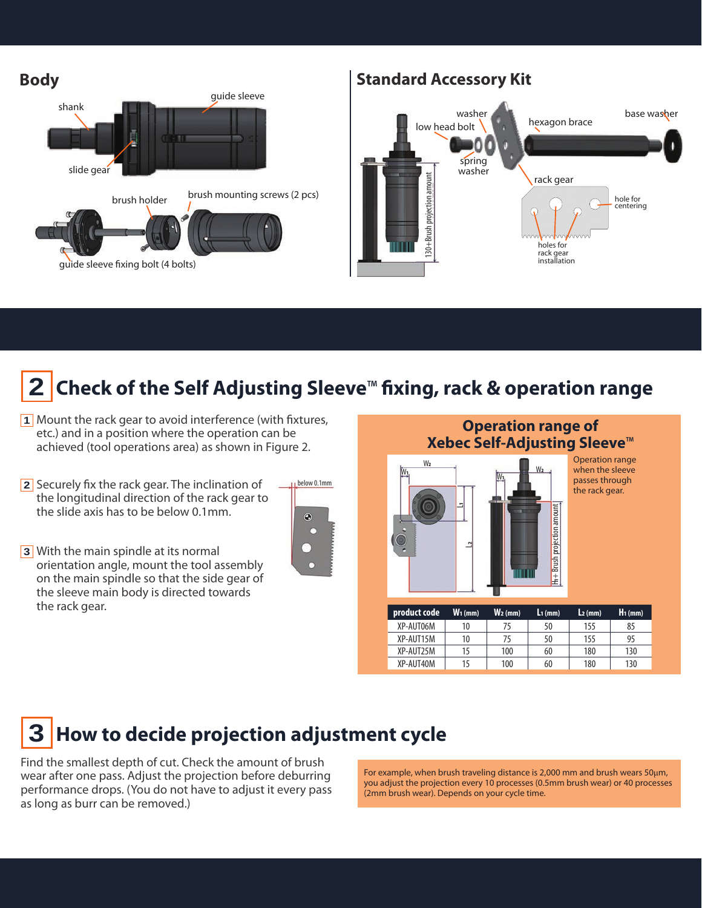## Body

shank

guide sleeve

slide gear

brush holder

brush mounting screws (2 pcs)

guide sleeve fixing bolt (4 bolts)

## Standard Accessory Kit

washer

low head bolt

hexagon brace

base washer

spring washer

rack gear

hole for centering

holes for rack gear installation

130+Brush projection amount

## 2 Check of the Self Adjusting Sleeve™ fixing, rack & operation range

1. Mount the rack gear to avoid interference (with fixtures, etc.) and in a position where the operation can be achieved (tool operations area) as shown in Figure 2.
2. Securely fix the rack gear. The inclination of the longitudinal direction of the rack gear to the slide axis has to be below 0.1mm.
3. With the main spindle at its normal orientation angle, mount the tool assembly on the main spindle so that the side gear of the sleeve main body is directed towards the rack gear.

below 0.1mm

### Operation range of Xebec Self-Adjusting Sleeve™

Operation range when the sleeve passes through the rack gear.

| product code | $W_1$ (mm) | $W_2$ (mm) | $L_1$ (mm) | $L_2$ (mm) | $H_1$ (mm) |
|---|---|---|---|---|---|
| XP-AUT06M | 10 | 75 | 50 | 155 | 85 |
| XP-AUT15M | 10 | 75 | 50 | 155 | 95 |
| XP-AUT25M | 15 | 100 | 60 | 180 | 130 |
| XP-AUT40M | 15 | 100 | 60 | 180 | 130 |

## 3 How to decide projection adjustment cycle

Find the smallest depth of cut. Check the amount of brush wear after one pass. Adjust the projection before deburring performance drops. (You do not have to adjust it every pass as long as burr can be removed.)

For example, when brush traveling distance is 2,000 mm and brush wears 50µm, you adjust the projection every 10 processes (0.5mm brush wear) or 40 processes (2mm brush wear). Depends on your cycle time.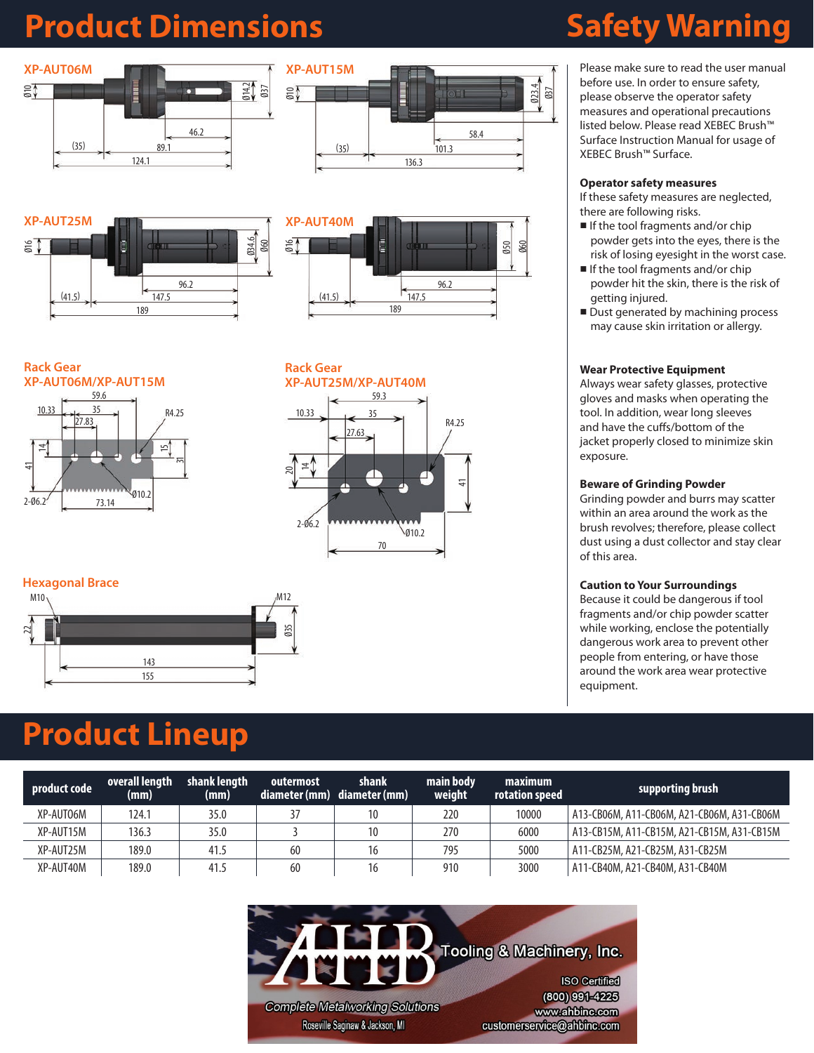# Product Dimensions

### XP-AUT06M

Ø10 Ø14.2 Ø37
46.2
(35) 89.1
124.1

### XP-AUT15M

Ø10 Ø23.4 Ø37
58.4
(35) 101.3
136.3

### XP-AUT25M

Ø16 Ø34.6 Ø60
96.2
(41.5) 147.5
189

### XP-AUT40M

Ø16 Ø50 Ø60
96.2
(41.5) 147.5
189

### Rack Gear XP-AUT06M/XP-AUT15M

59.6
10.33 35
27.83
R4.25
14 15
41 31
2-Ø6.2 Ø10.2
73.14

### Rack Gear XP-AUT25M/XP-AUT40M

59.3
10.33 35
27.63
R4.25
20 14
41
2-Ø6.2 Ø10.2
70

### Hexagonal Brace

M10 M12
22 Ø35
143
155

# Safety Warning

Please make sure to read the user manual before use. In order to ensure safety, please observe the operator safety measures and operational precautions listed below. Please read XEBEC Brush™ Surface Instruction Manual for usage of XEBEC Brush™ Surface.

**Operator safety measures**
If these safety measures are neglected, there are following risks.

- If the tool fragments and/or chip powder gets into the eyes, there is the risk of losing eyesight in the worst case.
- If the tool fragments and/or chip powder hit the skin, there is the risk of getting injured.
- Dust generated by machining process may cause skin irritation or allergy.

**Wear Protective Equipment**
Always wear safety glasses, protective gloves and masks when operating the tool. In addition, wear long sleeves and have the cuffs/bottom of the jacket properly closed to minimize skin exposure.

**Beware of Grinding Powder**
Grinding powder and burrs may scatter within an area around the work as the brush revolves; therefore, please collect dust using a dust collector and stay clear of this area.

**Caution to Your Surroundings**
Because it could be dangerous if tool fragments and/or chip powder scatter while working, enclose the potentially dangerous work area to prevent other people from entering, or have those around the work area wear protective equipment.

# Product Lineup

| product code | overall length (mm) | shank length (mm) | outermost diameter (mm) | shank diameter (mm) | main body weight | maximum rotation speed | supporting brush |
|---|---|---|---|---|---|---|---|
| XP-AUT06M | 124.1 | 35.0 | 37 | 10 | 220 | 10000 | A13-CB06M, A11-CB06M, A21-CB06M, A31-CB06M |
| XP-AUT15M | 136.3 | 35.0 | 3 | 10 | 270 | 6000 | A13-CB15M, A11-CB15M, A21-CB15M, A31-CB15M |
| XP-AUT25M | 189.0 | 41.5 | 60 | 16 | 795 | 5000 | A11-CB25M, A21-CB25M, A31-CB25M |
| XP-AUT40M | 189.0 | 41.5 | 60 | 16 | 910 | 3000 | A11-CB40M, A21-CB40M, A31-CB40M |

AHB Tooling & Machinery, Inc.
Complete Metalworking Solutions
Roseville Saginaw & Jackson, MI
ISO Certified
(800) 991-4225
www.ahbinc.com
customerservice@ahbinc.com